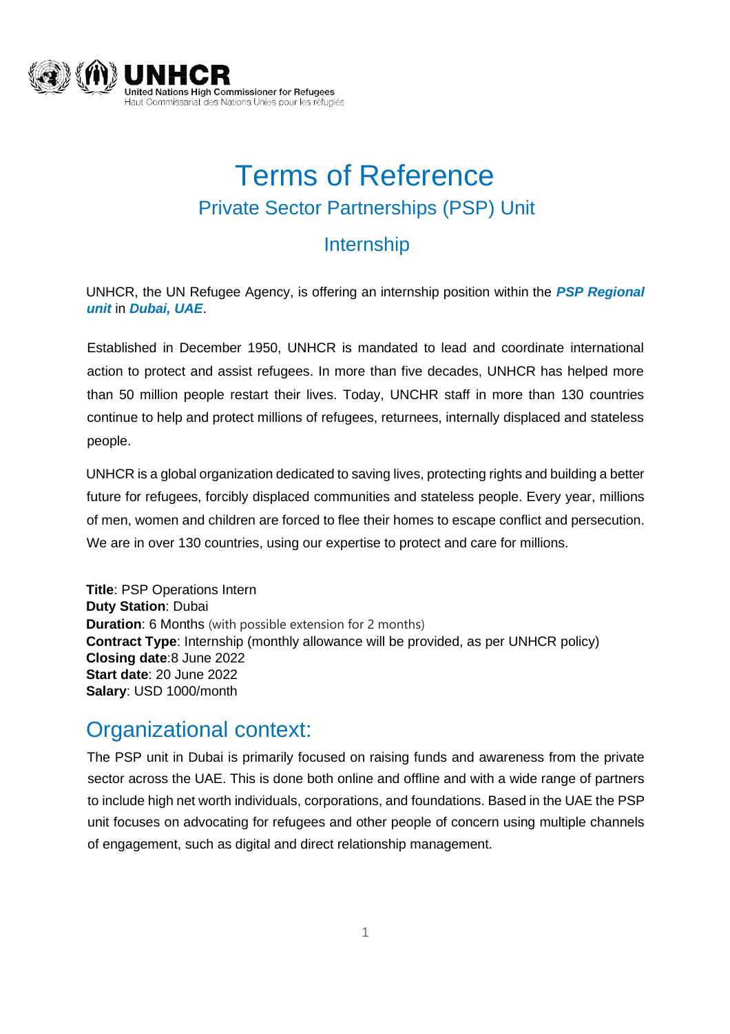United Nations High Commissioner for Refugees
Haut Commissariat des Nations Unies pour les réfugiés

# Terms of Reference

## Private Sector Partnerships (PSP) Unit

## Internship

UNHCR, the UN Refugee Agency, is offering an internship position within the ***PSP Regional unit*** in ***Dubai, UAE***.

Established in December 1950, UNHCR is mandated to lead and coordinate international action to protect and assist refugees. In more than five decades, UNHCR has helped more than 50 million people restart their lives. Today, UNCHR staff in more than 130 countries continue to help and protect millions of refugees, returnees, internally displaced and stateless people.

UNHCR is a global organization dedicated to saving lives, protecting rights and building a better future for refugees, forcibly displaced communities and stateless people. Every year, millions of men, women and children are forced to flee their homes to escape conflict and persecution. We are in over 130 countries, using our expertise to protect and care for millions.

**Title**: PSP Operations Intern
**Duty Station**: Dubai
**Duration**: 6 Months (with possible extension for 2 months)
**Contract Type**: Internship (monthly allowance will be provided, as per UNHCR policy)
**Closing date**:8 June 2022
**Start date**: 20 June 2022
**Salary**: USD 1000/month

## Organizational context:

The PSP unit in Dubai is primarily focused on raising funds and awareness from the private sector across the UAE. This is done both online and offline and with a wide range of partners to include high net worth individuals, corporations, and foundations. Based in the UAE the PSP unit focuses on advocating for refugees and other people of concern using multiple channels of engagement, such as digital and direct relationship management.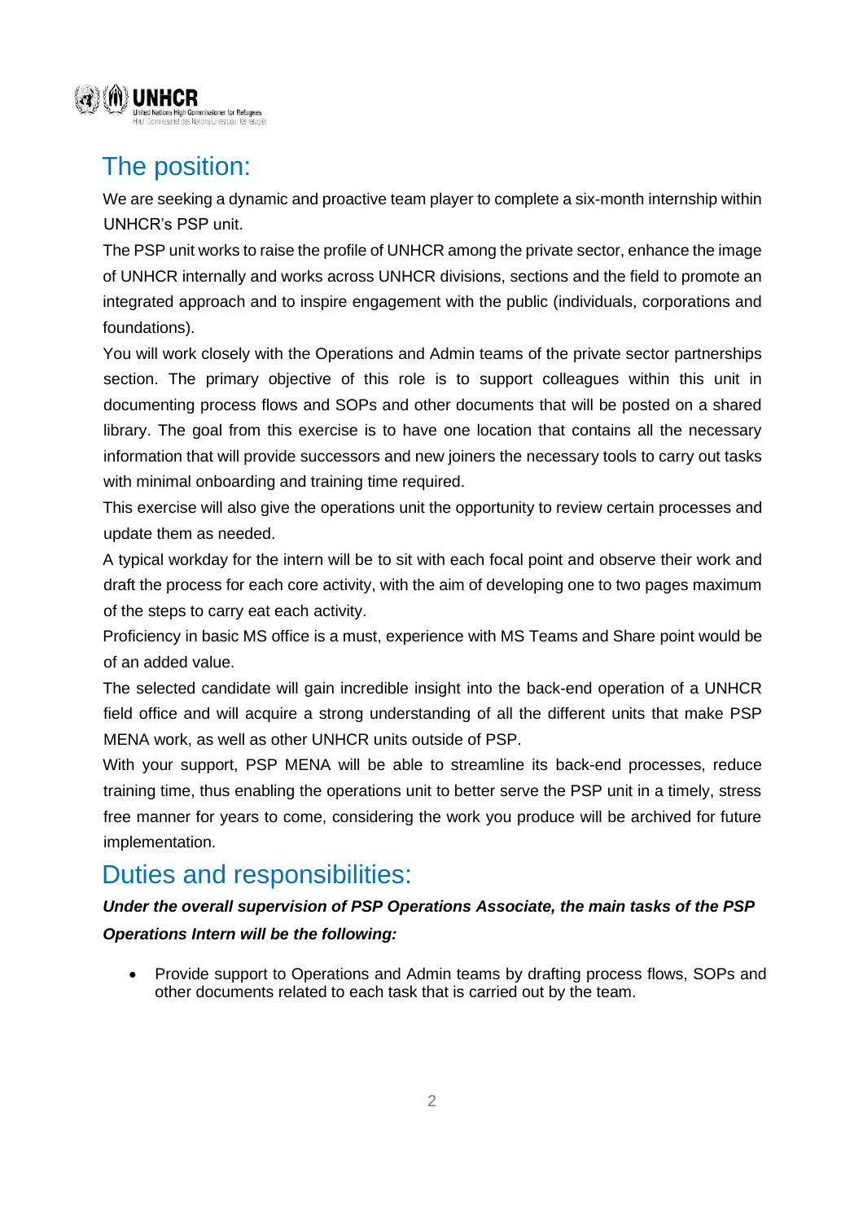## The position:

We are seeking a dynamic and proactive team player to complete a six-month internship within UNHCR's PSP unit.

The PSP unit works to raise the profile of UNHCR among the private sector, enhance the image of UNHCR internally and works across UNHCR divisions, sections and the field to promote an integrated approach and to inspire engagement with the public (individuals, corporations and foundations).

You will work closely with the Operations and Admin teams of the private sector partnerships section. The primary objective of this role is to support colleagues within this unit in documenting process flows and SOPs and other documents that will be posted on a shared library. The goal from this exercise is to have one location that contains all the necessary information that will provide successors and new joiners the necessary tools to carry out tasks with minimal onboarding and training time required.

This exercise will also give the operations unit the opportunity to review certain processes and update them as needed.

A typical workday for the intern will be to sit with each focal point and observe their work and draft the process for each core activity, with the aim of developing one to two pages maximum of the steps to carry eat each activity.

Proficiency in basic MS office is a must, experience with MS Teams and Share point would be of an added value.

The selected candidate will gain incredible insight into the back-end operation of a UNHCR field office and will acquire a strong understanding of all the different units that make PSP MENA work, as well as other UNHCR units outside of PSP.

With your support, PSP MENA will be able to streamline its back-end processes, reduce training time, thus enabling the operations unit to better serve the PSP unit in a timely, stress free manner for years to come, considering the work you produce will be archived for future implementation.

## Duties and responsibilities:

***Under the overall supervision of PSP Operations Associate, the main tasks of the PSP Operations Intern will be the following:***

- Provide support to Operations and Admin teams by drafting process flows, SOPs and other documents related to each task that is carried out by the team.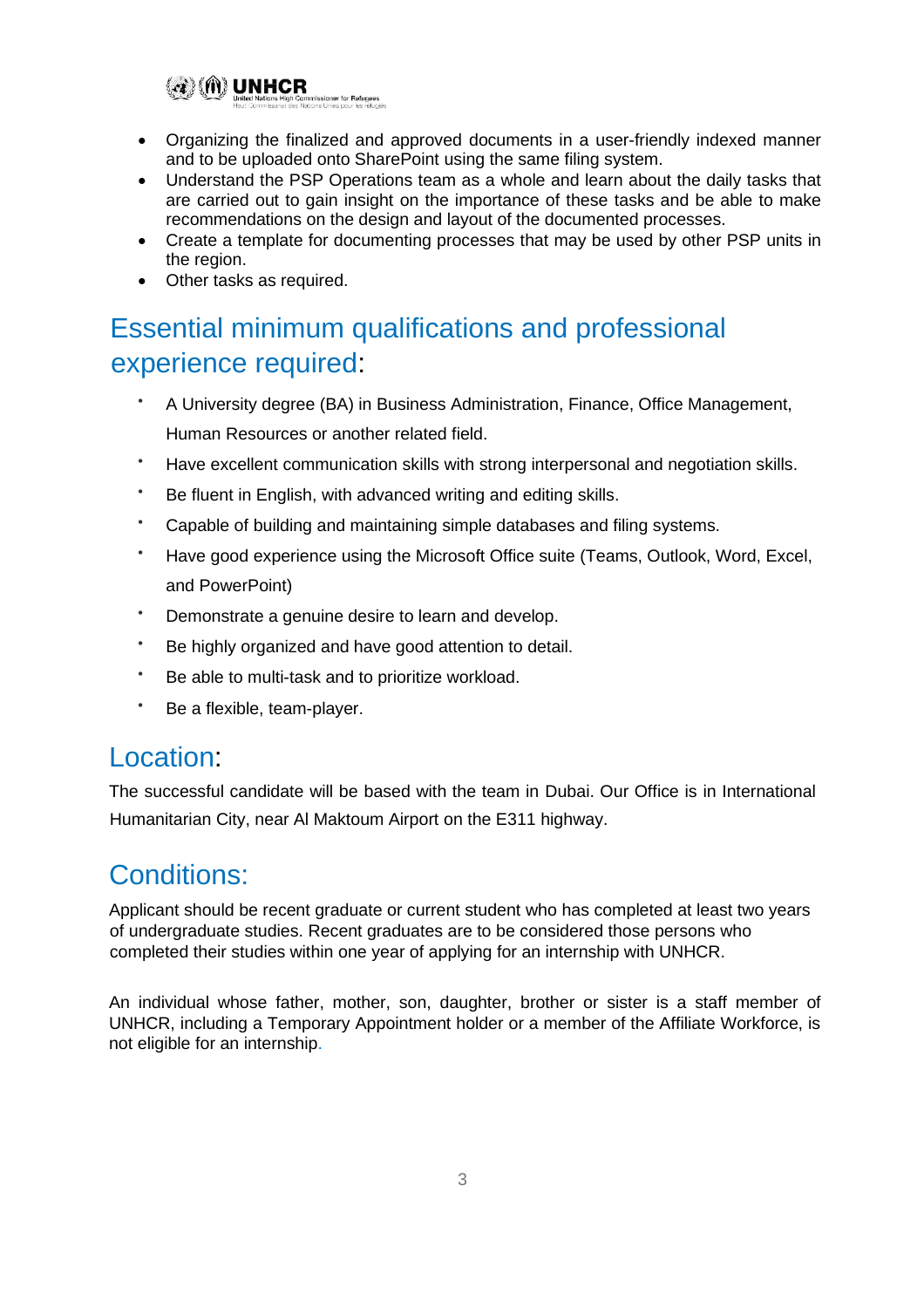- Organizing the finalized and approved documents in a user-friendly indexed manner and to be uploaded onto SharePoint using the same filing system.
- Understand the PSP Operations team as a whole and learn about the daily tasks that are carried out to gain insight on the importance of these tasks and be able to make recommendations on the design and layout of the documented processes.
- Create a template for documenting processes that may be used by other PSP units in the region.
- Other tasks as required.

## Essential minimum qualifications and professional experience required:

- A University degree (BA) in Business Administration, Finance, Office Management, Human Resources or another related field.
- Have excellent communication skills with strong interpersonal and negotiation skills.
- Be fluent in English, with advanced writing and editing skills.
- Capable of building and maintaining simple databases and filing systems.
- Have good experience using the Microsoft Office suite (Teams, Outlook, Word, Excel, and PowerPoint)
- Demonstrate a genuine desire to learn and develop.
- Be highly organized and have good attention to detail.
- Be able to multi-task and to prioritize workload.
- Be a flexible, team-player.

## Location:

The successful candidate will be based with the team in Dubai. Our Office is in International Humanitarian City, near Al Maktoum Airport on the E311 highway.

## Conditions:

Applicant should be recent graduate or current student who has completed at least two years of undergraduate studies. Recent graduates are to be considered those persons who completed their studies within one year of applying for an internship with UNHCR.

An individual whose father, mother, son, daughter, brother or sister is a staff member of UNHCR, including a Temporary Appointment holder or a member of the Affiliate Workforce, is not eligible for an internship.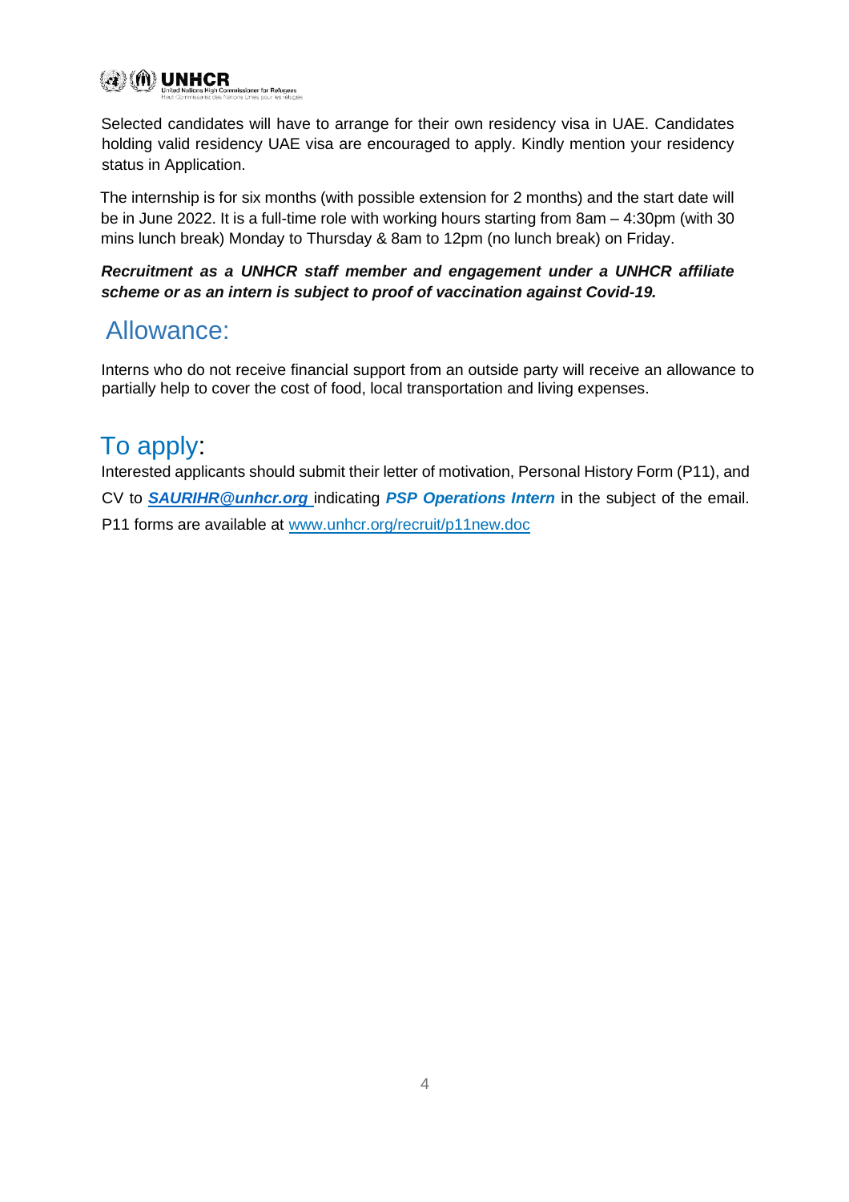Selected candidates will have to arrange for their own residency visa in UAE. Candidates holding valid residency UAE visa are encouraged to apply. Kindly mention your residency status in Application.

The internship is for six months (with possible extension for 2 months) and the start date will be in June 2022. It is a full-time role with working hours starting from 8am – 4:30pm (with 30 mins lunch break) Monday to Thursday & 8am to 12pm (no lunch break) on Friday.

***Recruitment as a UNHCR staff member and engagement under a UNHCR affiliate scheme or as an intern is subject to proof of vaccination against Covid-19.***

## Allowance:

Interns who do not receive financial support from an outside party will receive an allowance to partially help to cover the cost of food, local transportation and living expenses.

## To apply:

Interested applicants should submit their letter of motivation, Personal History Form (P11), and CV to ***SAURIHR@unhcr.org*** indicating ***PSP Operations Intern*** in the subject of the email. P11 forms are available at www.unhcr.org/recruit/p11new.doc